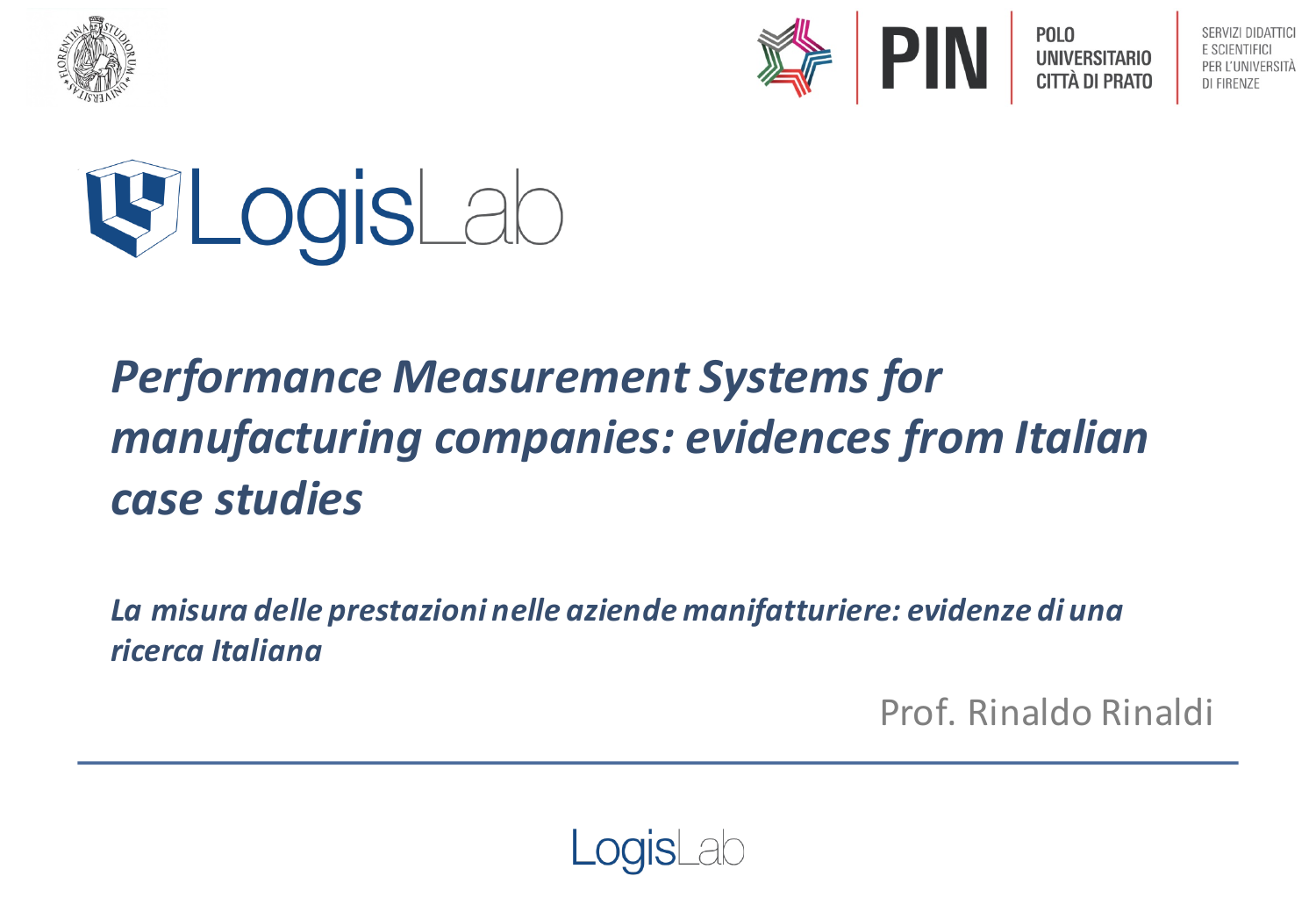POLO UNIVERSITARIO CITTÀ DI PRATO

SERVIZI DIDATTICI E SCIENTIFICI PER L'UNIVERSITÀ DI FIRENZE

LogisLab

# *Performance Measurement Systems for manufacturing companies: evidences from Italian case studies*

## *La misura delle prestazioni nelle aziende manifatturiere: evidenze di una ricerca Italiana*

Prof. Rinaldo Rinaldi

LogisLab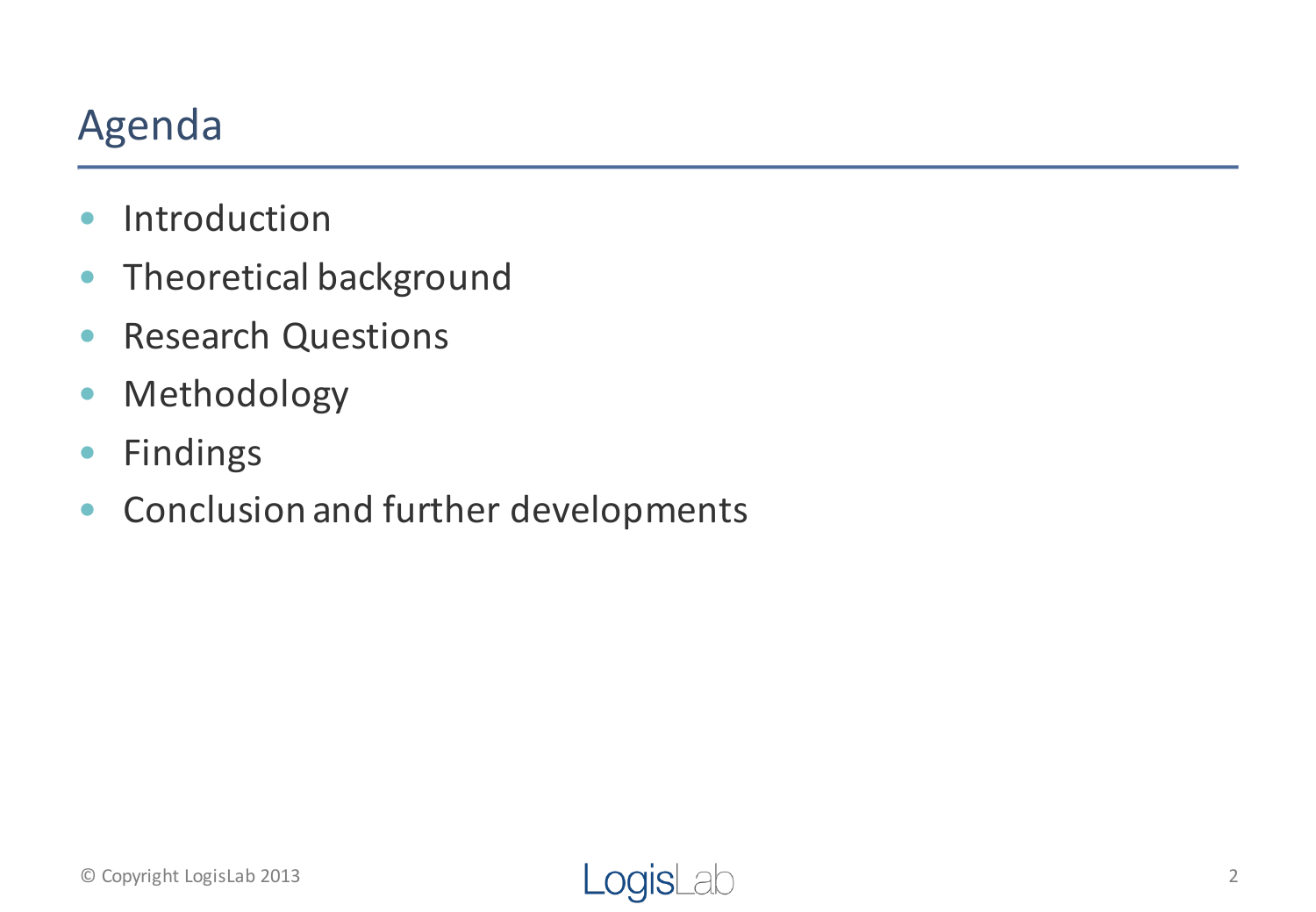# Agenda

- Introduction
- Theoretical background
- Research Questions
- Methodology
- Findings
- Conclusion and further developments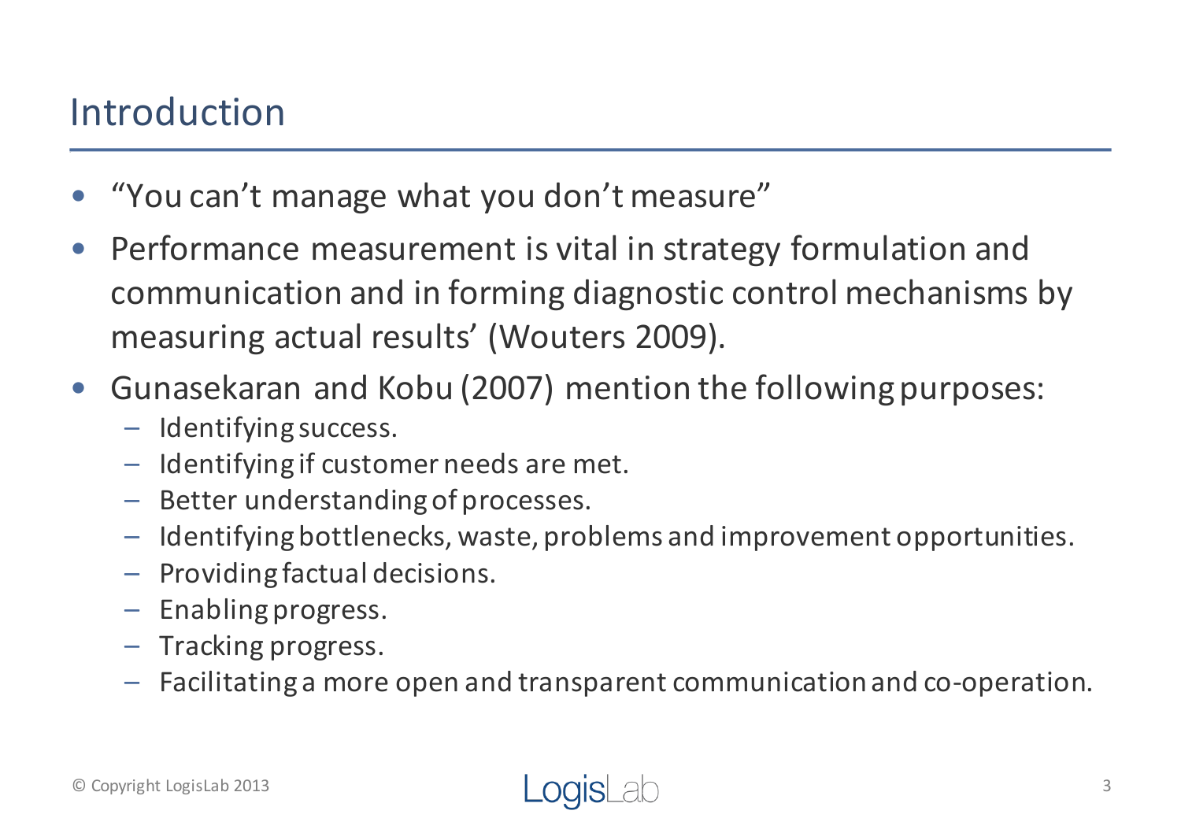# Introduction

- "You can't manage what you don't measure"
- Performance measurement is vital in strategy formulation and communication and in forming diagnostic control mechanisms by measuring actual results' (Wouters 2009).
- Gunasekaran and Kobu (2007) mention the following purposes:
  - Identifying success.
  - Identifying if customer needs are met.
  - Better understanding of processes.
  - Identifying bottlenecks, waste, problems and improvement opportunities.
  - Providing factual decisions.
  - Enabling progress.
  - Tracking progress.
  - Facilitating a more open and transparent communication and co-operation.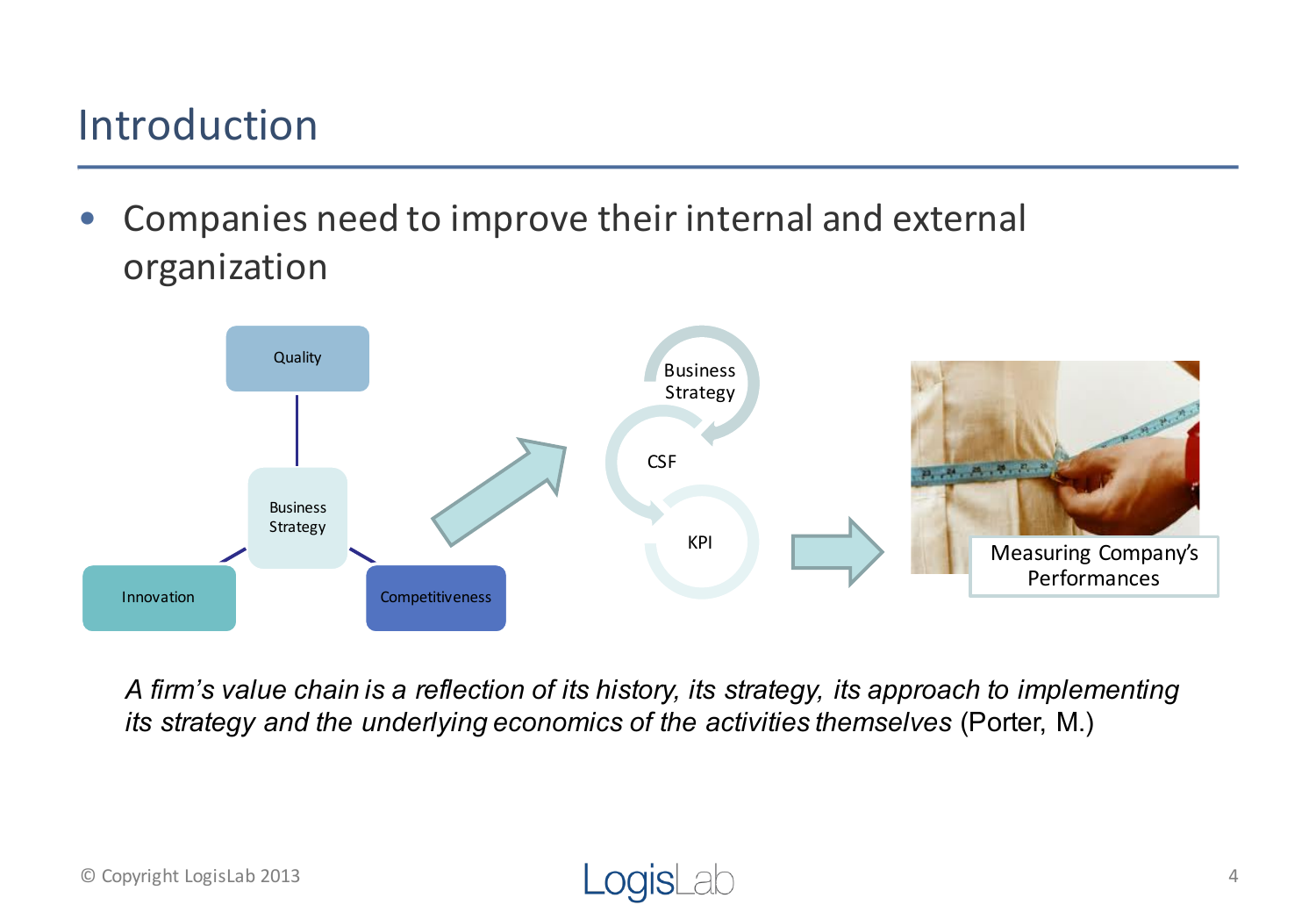# Introduction

- Companies need to improve their internal and external organization

Quality

Business Strategy

Innovation

Competitiveness

Business Strategy

CSF

KPI

Measuring Company's Performances

*A firm's value chain is a reflection of its history, its strategy, its approach to implementing its strategy and the underlying economics of the activities themselves* (Porter, M.)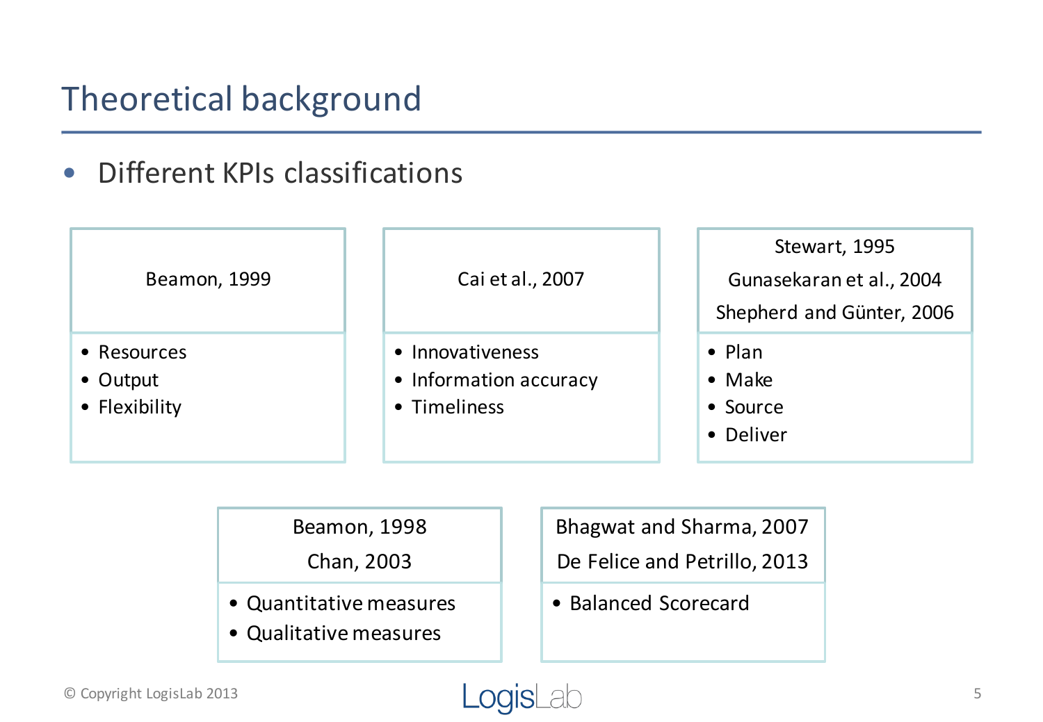# Theoretical background

- Different KPIs classifications

**Beamon, 1999**

- Resources
- Output
- Flexibility

**Cai et al., 2007**

- Innovativeness
- Information accuracy
- Timeliness

**Stewart, 1995**
**Gunasekaran et al., 2004**
**Shepherd and Günter, 2006**

- Plan
- Make
- Source
- Deliver

**Beamon, 1998**
**Chan, 2003**

- Quantitative measures
- Qualitative measures

**Bhagwat and Sharma, 2007**
**De Felice and Petrillo, 2013**

- Balanced Scorecard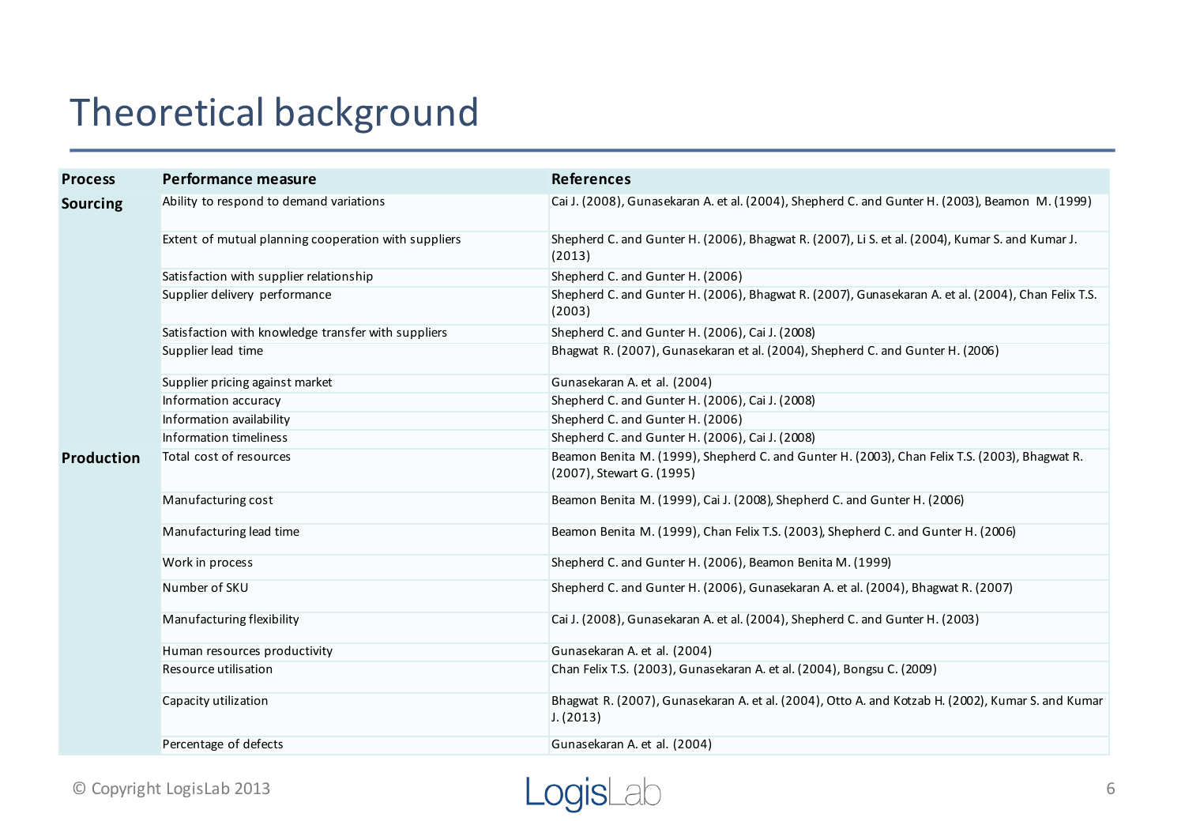# Theoretical background

| Process | Performance measure | References |
|---|---|---|
| **Sourcing** | Ability to respond to demand variations | Cai J. (2008), Gunasekaran A. et al. (2004), Shepherd C. and Gunter H. (2003), Beamon M. (1999) |
| | Extent of mutual planning cooperation with suppliers | Shepherd C. and Gunter H. (2006), Bhagwat R. (2007), Li S. et al. (2004), Kumar S. and Kumar J. (2013) |
| | Satisfaction with supplier relationship | Shepherd C. and Gunter H. (2006) |
| | Supplier delivery performance | Shepherd C. and Gunter H. (2006), Bhagwat R. (2007), Gunasekaran A. et al. (2004), Chan Felix T.S. (2003) |
| | Satisfaction with knowledge transfer with suppliers | Shepherd C. and Gunter H. (2006), Cai J. (2008) |
| | Supplier lead time | Bhagwat R. (2007), Gunasekaran et al. (2004), Shepherd C. and Gunter H. (2006) |
| | Supplier pricing against market | Gunasekaran A. et al. (2004) |
| | Information accuracy | Shepherd C. and Gunter H. (2006), Cai J. (2008) |
| | Information availability | Shepherd C. and Gunter H. (2006) |
| | Information timeliness | Shepherd C. and Gunter H. (2006), Cai J. (2008) |
| **Production** | Total cost of resources | Beamon Benita M. (1999), Shepherd C. and Gunter H. (2003), Chan Felix T.S. (2003), Bhagwat R. (2007), Stewart G. (1995) |
| | Manufacturing cost | Beamon Benita M. (1999), Cai J. (2008), Shepherd C. and Gunter H. (2006) |
| | Manufacturing lead time | Beamon Benita M. (1999), Chan Felix T.S. (2003), Shepherd C. and Gunter H. (2006) |
| | Work in process | Shepherd C. and Gunter H. (2006), Beamon Benita M. (1999) |
| | Number of SKU | Shepherd C. and Gunter H. (2006), Gunasekaran A. et al. (2004), Bhagwat R. (2007) |
| | Manufacturing flexibility | Cai J. (2008), Gunasekaran A. et al. (2004), Shepherd C. and Gunter H. (2003) |
| | Human resources productivity | Gunasekaran A. et al. (2004) |
| | Resource utilisation | Chan Felix T.S. (2003), Gunasekaran A. et al. (2004), Bongsu C. (2009) |
| | Capacity utilization | Bhagwat R. (2007), Gunasekaran A. et al. (2004), Otto A. and Kotzab H. (2002), Kumar S. and Kumar J. (2013) |
| | Percentage of defects | Gunasekaran A. et al. (2004) |

© Copyright LogisLab 2013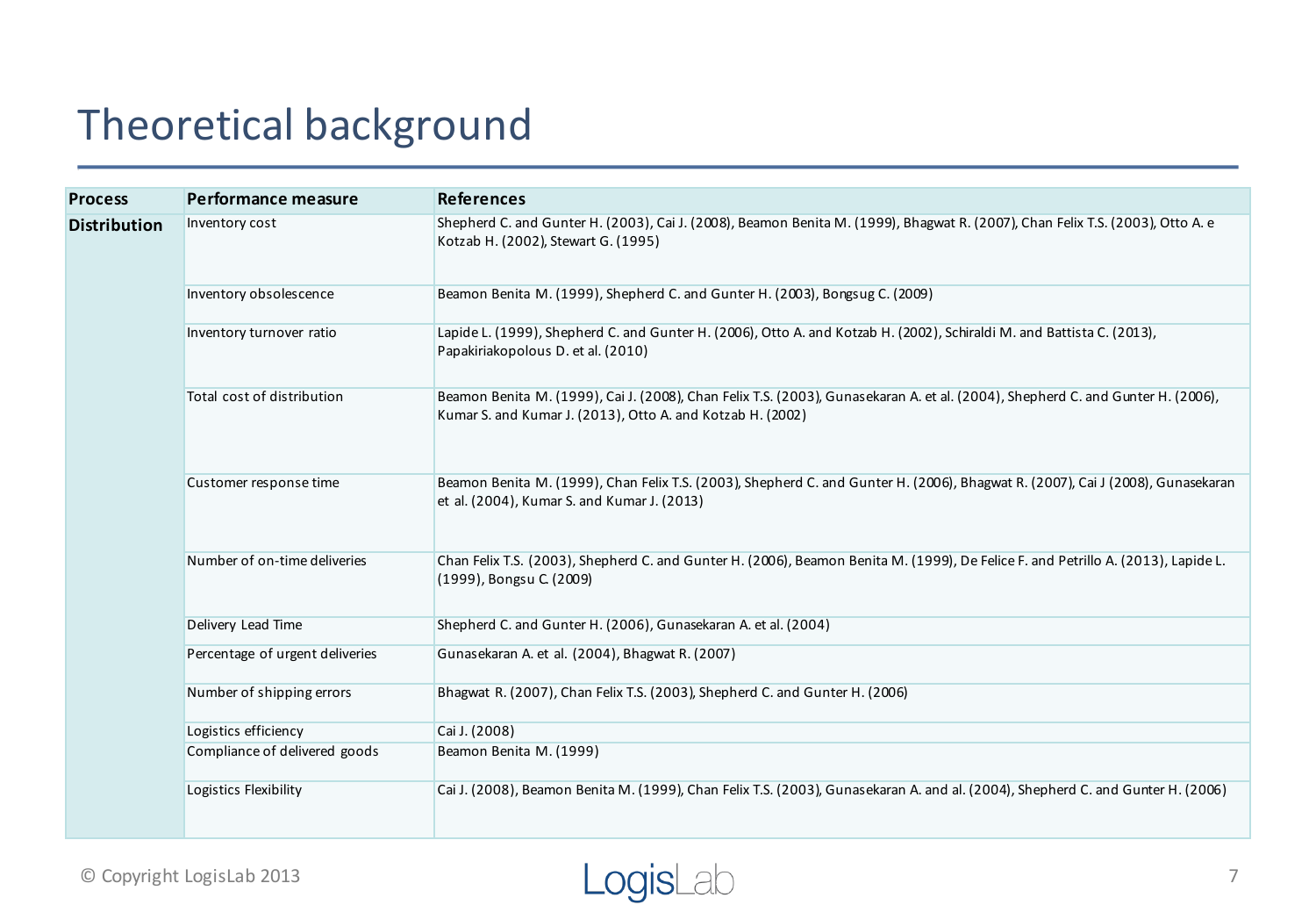# Theoretical background

| Process | Performance measure | References |
|---|---|---|
| **Distribution** | Inventory cost | Shepherd C. and Gunter H. (2003), Cai J. (2008), Beamon Benita M. (1999), Bhagwat R. (2007), Chan Felix T.S. (2003), Otto A. e Kotzab H. (2002), Stewart G. (1995) |
| | Inventory obsolescence | Beamon Benita M. (1999), Shepherd C. and Gunter H. (2003), Bongsug C. (2009) |
| | Inventory turnover ratio | Lapide L. (1999), Shepherd C. and Gunter H. (2006), Otto A. and Kotzab H. (2002), Schiraldi M. and Battista C. (2013), Papakiriakopolous D. et al. (2010) |
| | Total cost of distribution | Beamon Benita M. (1999), Cai J. (2008), Chan Felix T.S. (2003), Gunasekaran A. et al. (2004), Shepherd C. and Gunter H. (2006), Kumar S. and Kumar J. (2013), Otto A. and Kotzab H. (2002) |
| | Customer response time | Beamon Benita M. (1999), Chan Felix T.S. (2003), Shepherd C. and Gunter H. (2006), Bhagwat R. (2007), Cai J (2008), Gunasekaran et al. (2004), Kumar S. and Kumar J. (2013) |
| | Number of on-time deliveries | Chan Felix T.S. (2003), Shepherd C. and Gunter H. (2006), Beamon Benita M. (1999), De Felice F. and Petrillo A. (2013), Lapide L. (1999), Bongsu C. (2009) |
| | Delivery Lead Time | Shepherd C. and Gunter H. (2006), Gunasekaran A. et al. (2004) |
| | Percentage of urgent deliveries | Gunasekaran A. et al. (2004), Bhagwat R. (2007) |
| | Number of shipping errors | Bhagwat R. (2007), Chan Felix T.S. (2003), Shepherd C. and Gunter H. (2006) |
| | Logistics efficiency | Cai J. (2008) |
| | Compliance of delivered goods | Beamon Benita M. (1999) |
| | Logistics Flexibility | Cai J. (2008), Beamon Benita M. (1999), Chan Felix T.S. (2003), Gunasekaran A. and al. (2004), Shepherd C. and Gunter H. (2006) |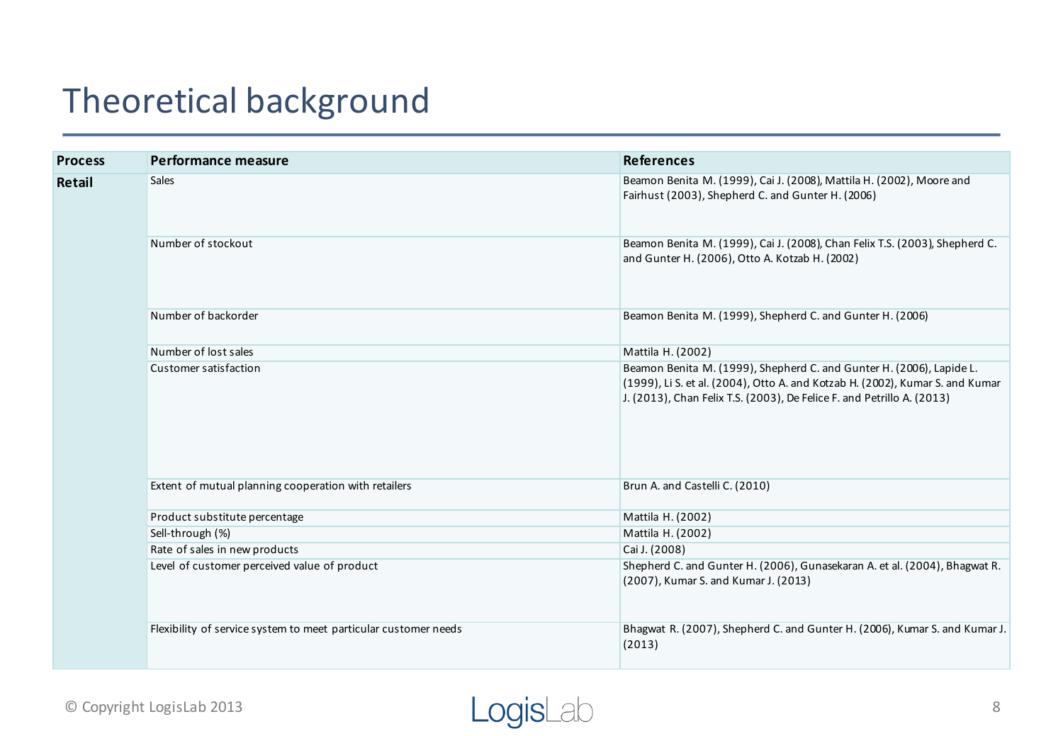# Theoretical background

| Process | Performance measure | References |
|---|---|---|
| **Retail** | Sales | Beamon Benita M. (1999), Cai J. (2008), Mattila H. (2002), Moore and Fairhust (2003), Shepherd C. and Gunter H. (2006) |
| | Number of stockout | Beamon Benita M. (1999), Cai J. (2008), Chan Felix T.S. (2003), Shepherd C. and Gunter H. (2006), Otto A. Kotzab H. (2002) |
| | Number of backorder | Beamon Benita M. (1999), Shepherd C. and Gunter H. (2006) |
| | Number of lost sales | Mattila H. (2002) |
| | Customer satisfaction | Beamon Benita M. (1999), Shepherd C. and Gunter H. (2006), Lapide L. (1999), Li S. et al. (2004), Otto A. and Kotzab H. (2002), Kumar S. and Kumar J. (2013), Chan Felix T.S. (2003), De Felice F. and Petrillo A. (2013) |
| | Extent of mutual planning cooperation with retailers | Brun A. and Castelli C. (2010) |
| | Product substitute percentage | Mattila H. (2002) |
| | Sell-through (%) | Mattila H. (2002) |
| | Rate of sales in new products | Cai J. (2008) |
| | Level of customer perceived value of product | Shepherd C. and Gunter H. (2006), Gunasekaran A. et al. (2004), Bhagwat R. (2007), Kumar S. and Kumar J. (2013) |
| | Flexibility of service system to meet particular customer needs | Bhagwat R. (2007), Shepherd C. and Gunter H. (2006), Kumar S. and Kumar J. (2013) |

© Copyright LogisLab 2013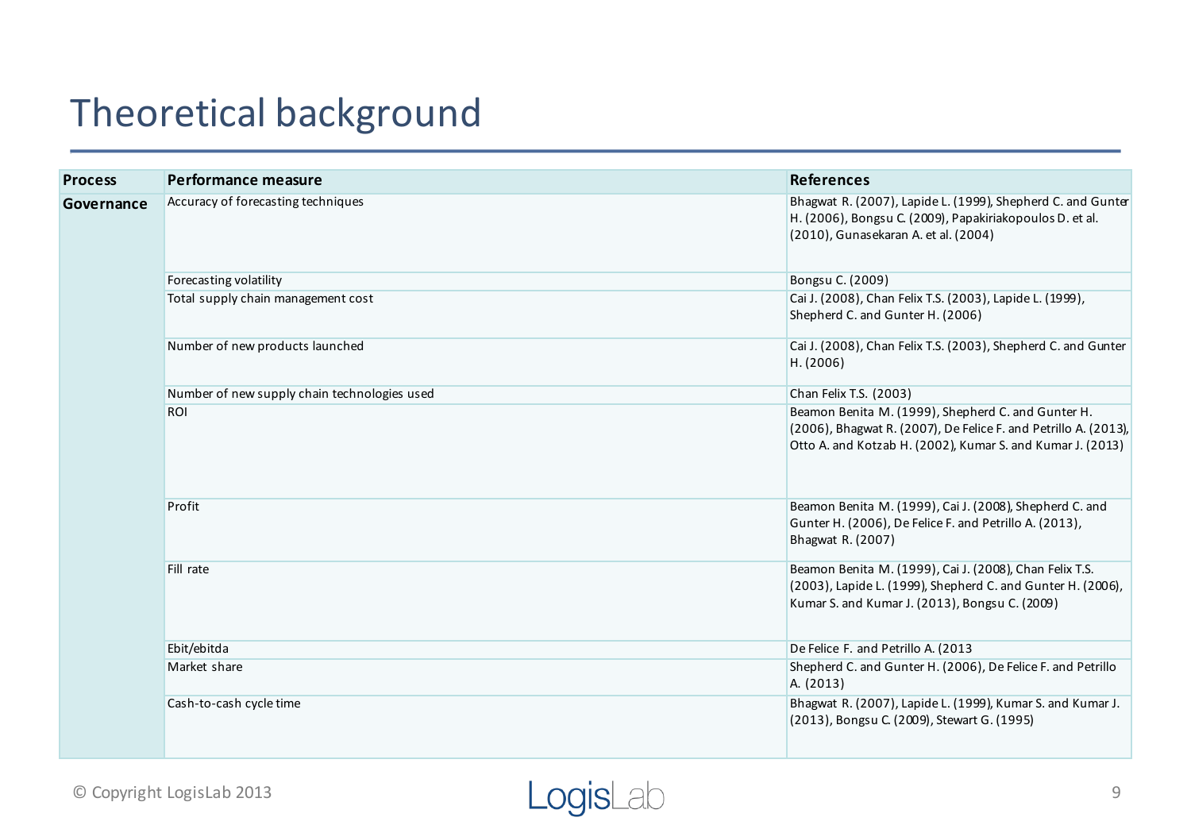# Theoretical background

| Process | Performance measure | References |
|---|---|---|
| **Governance** | Accuracy of forecasting techniques | Bhagwat R. (2007), Lapide L. (1999), Shepherd C. and Gunter H. (2006), Bongsu C. (2009), Papakiriakopoulos D. et al. (2010), Gunasekaran A. et al. (2004) |
| | Forecasting volatility | Bongsu C. (2009) |
| | Total supply chain management cost | Cai J. (2008), Chan Felix T.S. (2003), Lapide L. (1999), Shepherd C. and Gunter H. (2006) |
| | Number of new products launched | Cai J. (2008), Chan Felix T.S. (2003), Shepherd C. and Gunter H. (2006) |
| | Number of new supply chain technologies used | Chan Felix T.S. (2003) |
| | ROI | Beamon Benita M. (1999), Shepherd C. and Gunter H. (2006), Bhagwat R. (2007), De Felice F. and Petrillo A. (2013), Otto A. and Kotzab H. (2002), Kumar S. and Kumar J. (2013) |
| | Profit | Beamon Benita M. (1999), Cai J. (2008), Shepherd C. and Gunter H. (2006), De Felice F. and Petrillo A. (2013), Bhagwat R. (2007) |
| | Fill rate | Beamon Benita M. (1999), Cai J. (2008), Chan Felix T.S. (2003), Lapide L. (1999), Shepherd C. and Gunter H. (2006), Kumar S. and Kumar J. (2013), Bongsu C. (2009) |
| | Ebit/ebitda | De Felice F. and Petrillo A. (2013 |
| | Market share | Shepherd C. and Gunter H. (2006), De Felice F. and Petrillo A. (2013) |
| | Cash-to-cash cycle time | Bhagwat R. (2007), Lapide L. (1999), Kumar S. and Kumar J. (2013), Bongsu C. (2009), Stewart G. (1995) |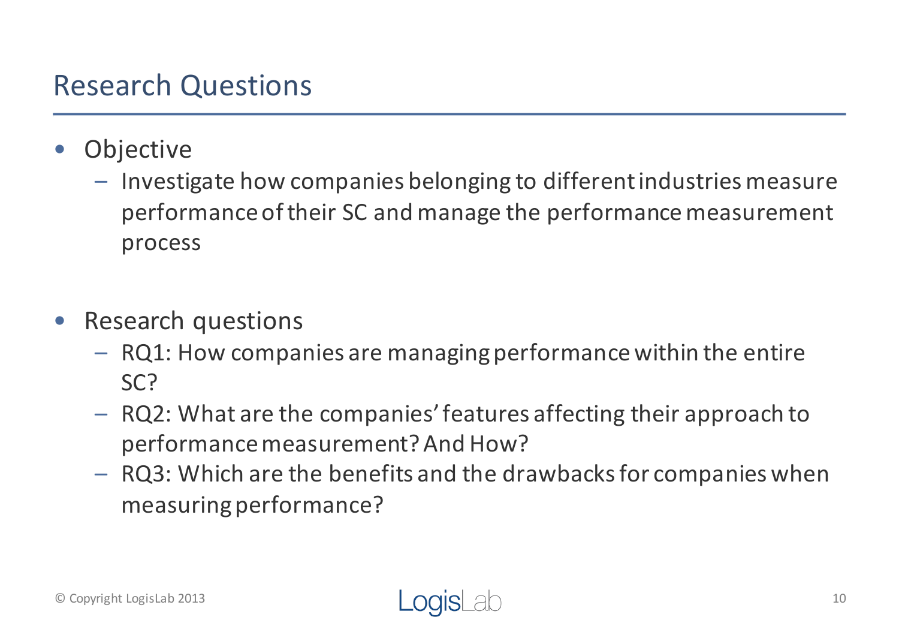# Research Questions

- Objective
  - Investigate how companies belonging to different industries measure performance of their SC and manage the performance measurement process

- Research questions
  - RQ1: How companies are managing performance within the entire SC?
  - RQ2: What are the companies' features affecting their approach to performance measurement? And How?
  - RQ3: Which are the benefits and the drawbacks for companies when measuring performance?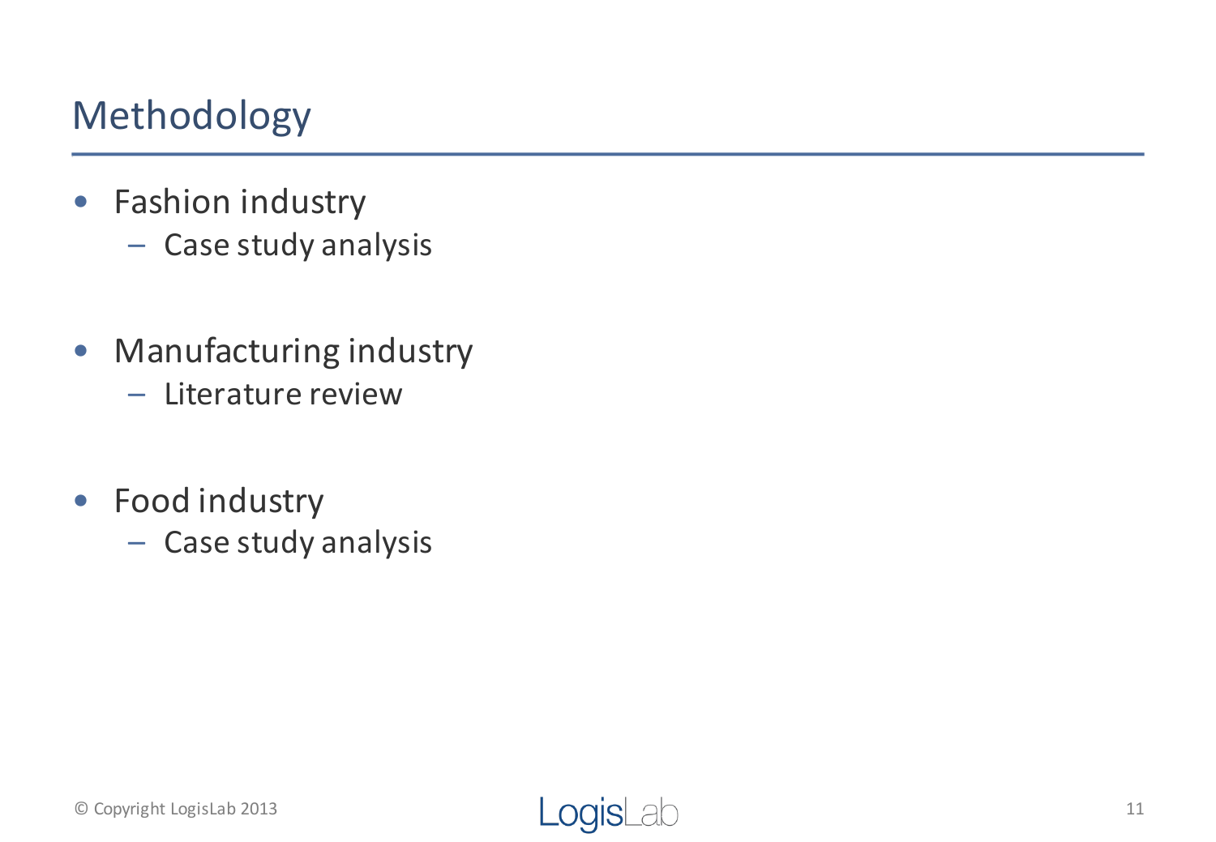# Methodology

- Fashion industry
  - Case study analysis

- Manufacturing industry
  - Literature review

- Food industry
  - Case study analysis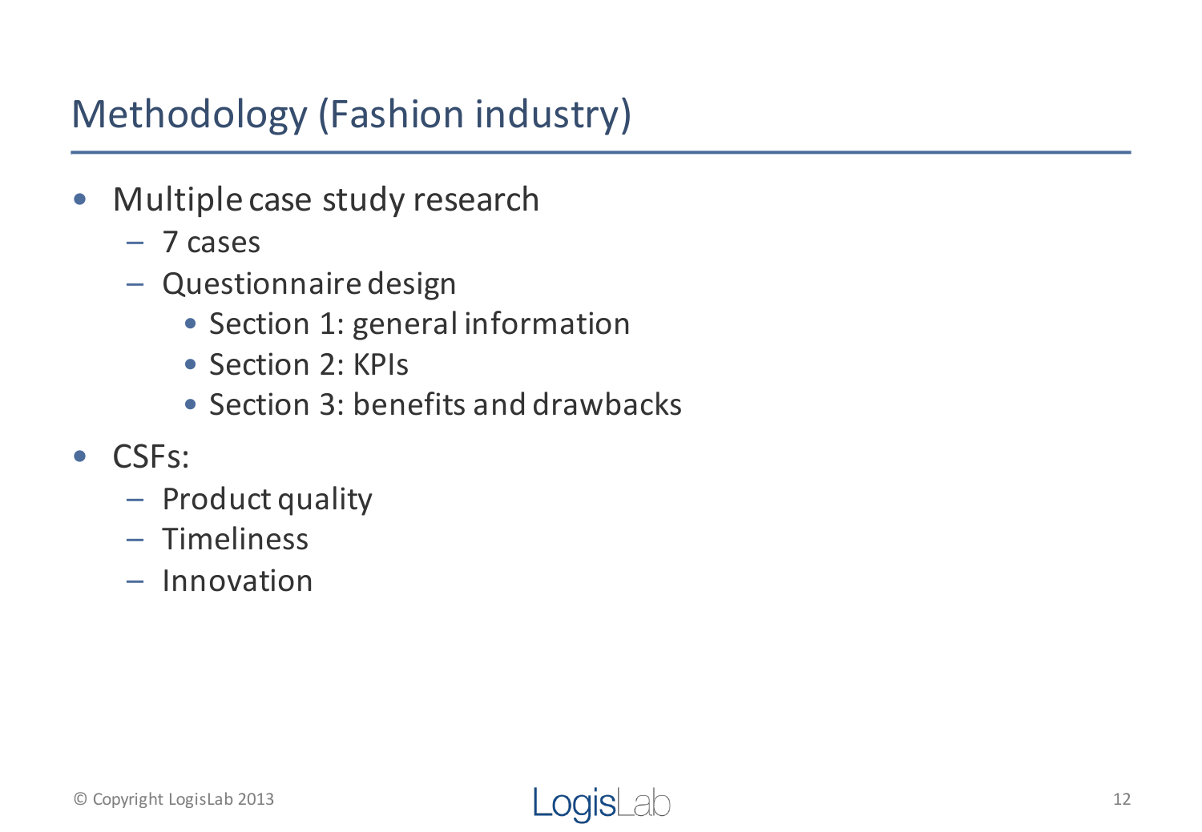# Methodology (Fashion industry)

- Multiple case study research
  - 7 cases
  - Questionnaire design
    - Section 1: general information
    - Section 2: KPIs
    - Section 3: benefits and drawbacks
- CSFs:
  - Product quality
  - Timeliness
  - Innovation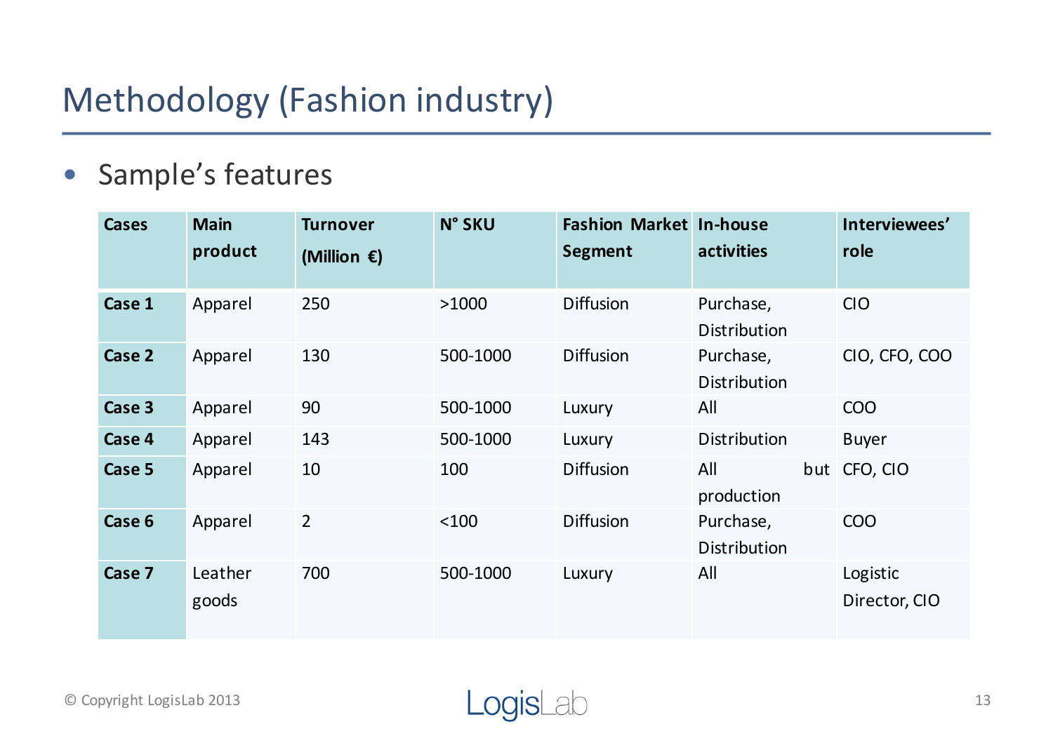# Methodology (Fashion industry)

- Sample's features

| Cases | Main product | Turnover (Million €) | N° SKU | Fashion Market Segment | In-house activities | Interviewees' role |
|---|---|---|---|---|---|---|
| **Case 1** | Apparel | 250 | >1000 | Diffusion | Purchase, Distribution | CIO |
| **Case 2** | Apparel | 130 | 500-1000 | Diffusion | Purchase, Distribution | CIO, CFO, COO |
| **Case 3** | Apparel | 90 | 500-1000 | Luxury | All | COO |
| **Case 4** | Apparel | 143 | 500-1000 | Luxury | Distribution | Buyer |
| **Case 5** | Apparel | 10 | 100 | Diffusion | All but production | CFO, CIO |
| **Case 6** | Apparel | 2 | <100 | Diffusion | Purchase, Distribution | COO |
| **Case 7** | Leather goods | 700 | 500-1000 | Luxury | All | Logistic Director, CIO |

© Copyright LogisLab 2013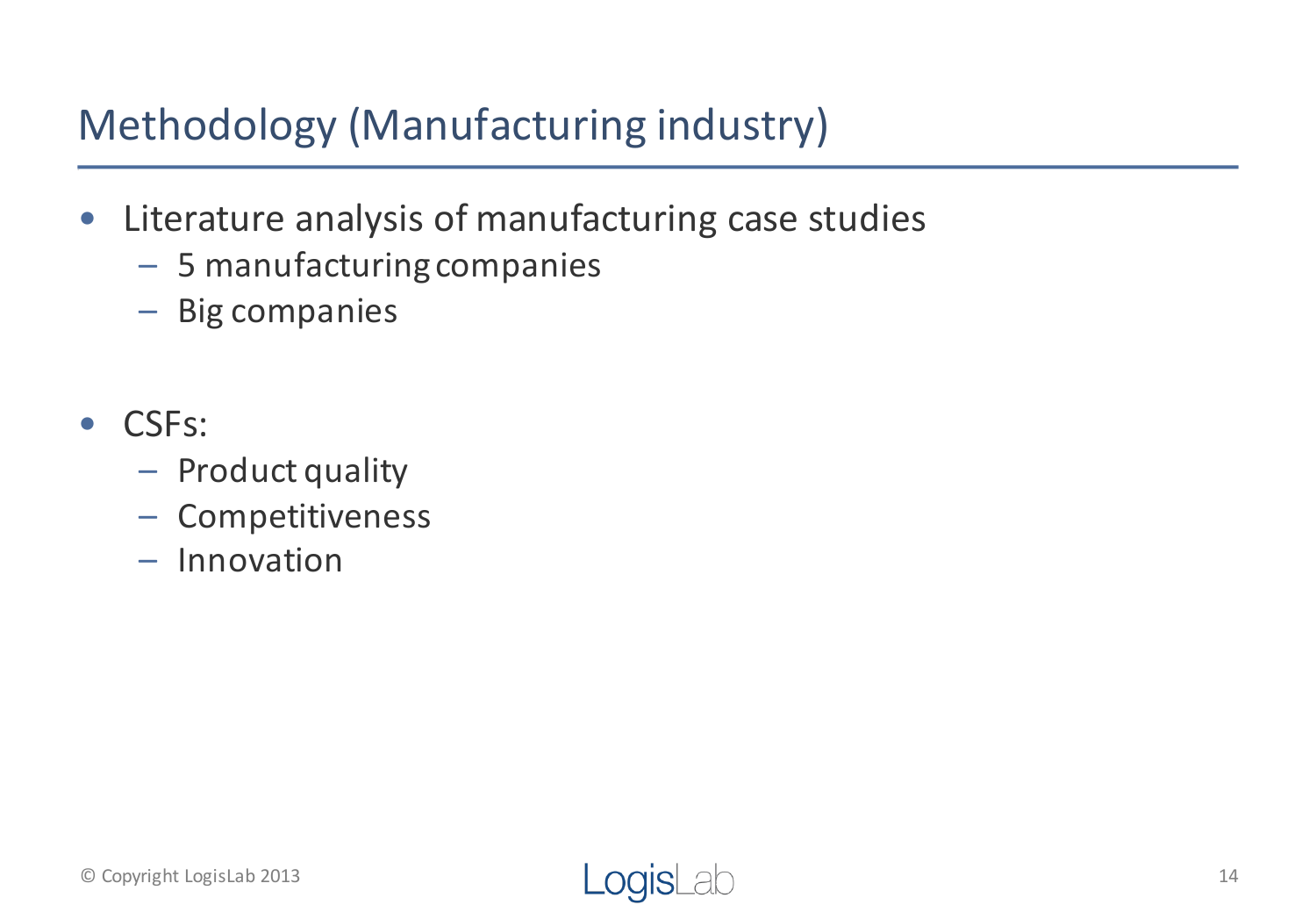# Methodology (Manufacturing industry)

- Literature analysis of manufacturing case studies
  - 5 manufacturing companies
  - Big companies

- CSFs:
  - Product quality
  - Competitiveness
  - Innovation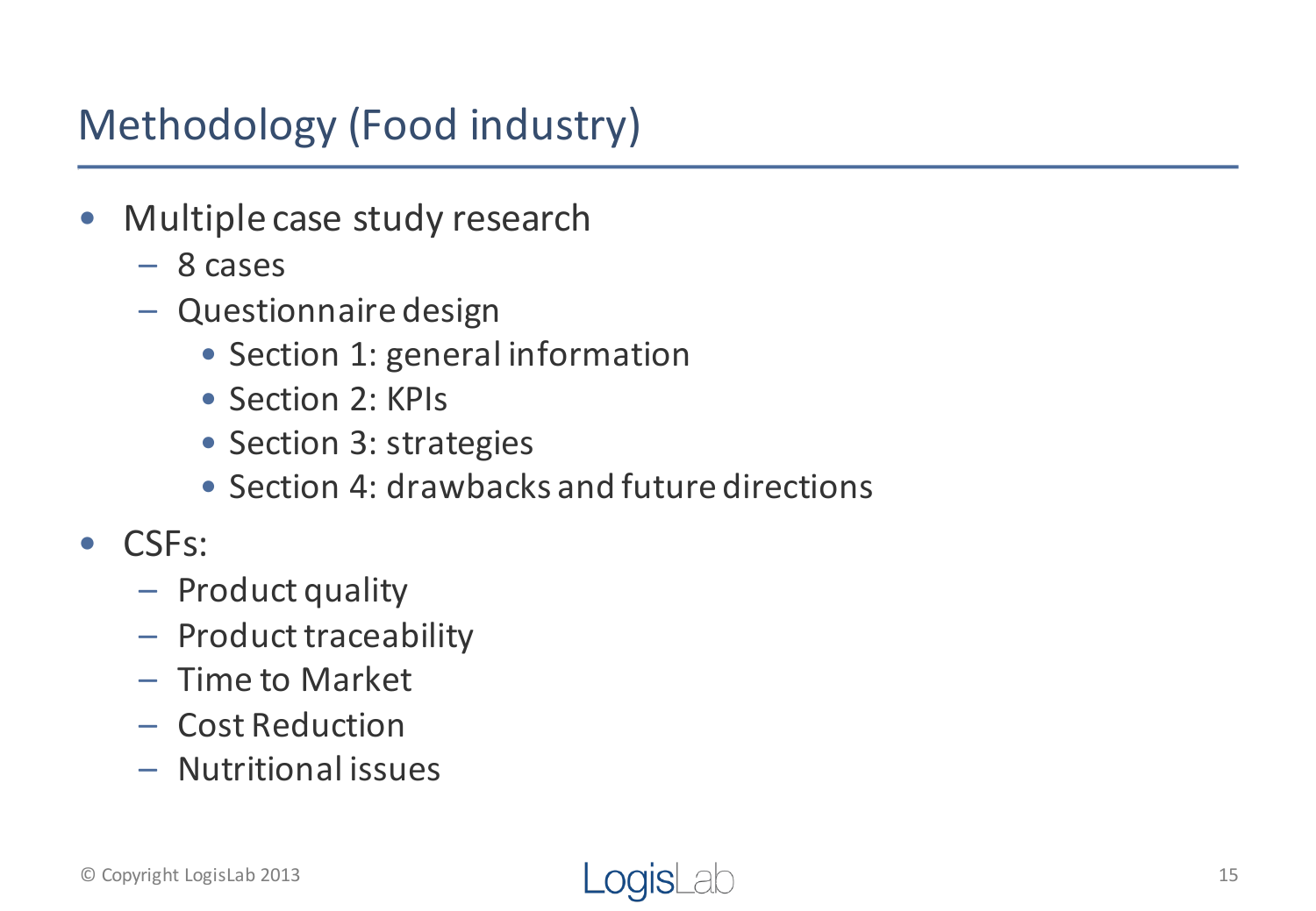# Methodology (Food industry)

- Multiple case study research
  - 8 cases
  - Questionnaire design
    - Section 1: general information
    - Section 2: KPIs
    - Section 3: strategies
    - Section 4: drawbacks and future directions
- CSFs:
  - Product quality
  - Product traceability
  - Time to Market
  - Cost Reduction
  - Nutritional issues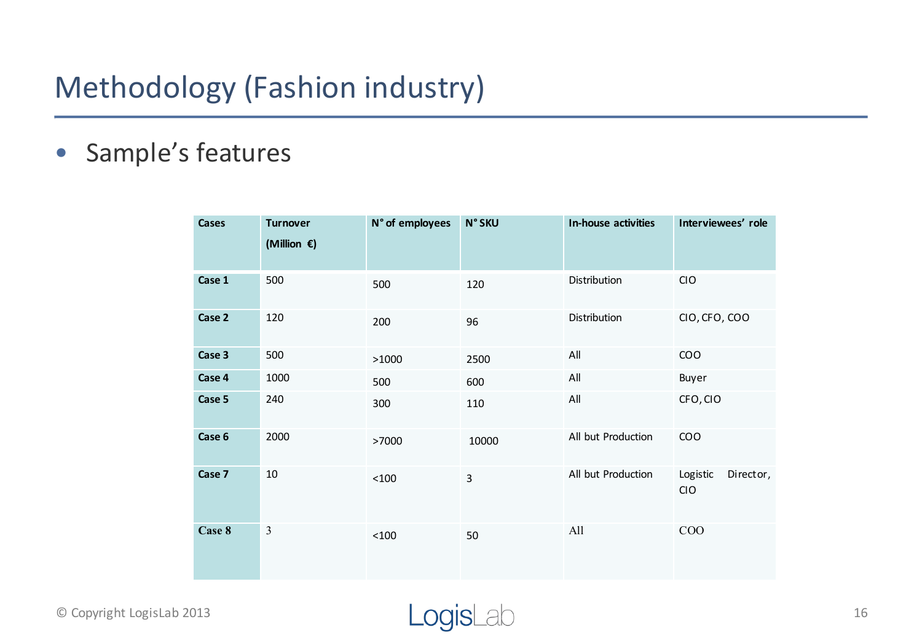# Methodology (Fashion industry)

- Sample's features

| Cases | Turnover (Million €) | N° of employees | N° SKU | In-house activities | Interviewees' role |
|---|---|---|---|---|---|
| **Case 1** | 500 | 500 | 120 | Distribution | CIO |
| **Case 2** | 120 | 200 | 96 | Distribution | CIO, CFO, COO |
| **Case 3** | 500 | >1000 | 2500 | All | COO |
| **Case 4** | 1000 | 500 | 600 | All | Buyer |
| **Case 5** | 240 | 300 | 110 | All | CFO, CIO |
| **Case 6** | 2000 | >7000 | 10000 | All but Production | COO |
| **Case 7** | 10 | <100 | 3 | All but Production | Logistic Director, CIO |
| **Case 8** | 3 | <100 | 50 | All | COO |

© Copyright LogisLab 2013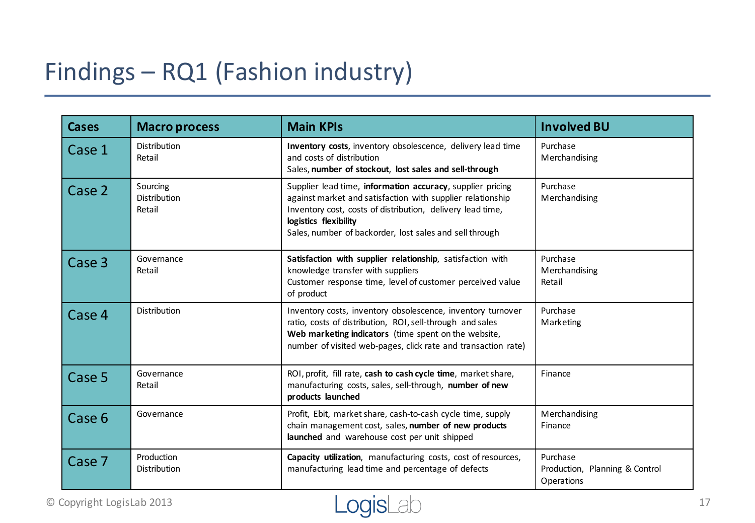# Findings – RQ1 (Fashion industry)

| Cases | Macro process | Main KPIs | Involved BU |
|---|---|---|---|
| Case 1 | Distribution<br>Retail | **Inventory costs**, inventory obsolescence, delivery lead time and costs of distribution<br>Sales, **number of stockout**, **lost sales and sell-through** | Purchase<br>Merchandising |
| Case 2 | Sourcing<br>Distribution<br>Retail | Supplier lead time, **information accuracy**, supplier pricing against market and satisfaction with supplier relationship<br>Inventory cost, costs of distribution, delivery lead time, **logistics flexibility**<br>Sales, number of backorder, lost sales and sell through | Purchase<br>Merchandising |
| Case 3 | Governance<br>Retail | **Satisfaction with supplier relationship**, satisfaction with knowledge transfer with suppliers<br>Customer response time, level of customer perceived value of product | Purchase<br>Merchandising<br>Retail |
| Case 4 | Distribution | Inventory costs, inventory obsolescence, inventory turnover ratio, costs of distribution, ROI, sell-through and sales<br>**Web marketing indicators** (time spent on the website, number of visited web-pages, click rate and transaction rate) | Purchase<br>Marketing |
| Case 5 | Governance<br>Retail | ROI, profit, fill rate, **cash to cash cycle time**, market share, manufacturing costs, sales, sell-through, **number of new products launched** | Finance |
| Case 6 | Governance | Profit, Ebit, market share, cash-to-cash cycle time, supply chain management cost, sales, **number of new products launched** and warehouse cost per unit shipped | Merchandising<br>Finance |
| Case 7 | Production<br>Distribution | **Capacity utilization**, manufacturing costs, cost of resources, manufacturing lead time and percentage of defects | Purchase<br>Production, Planning & Control<br>Operations |

© Copyright LogisLab 2013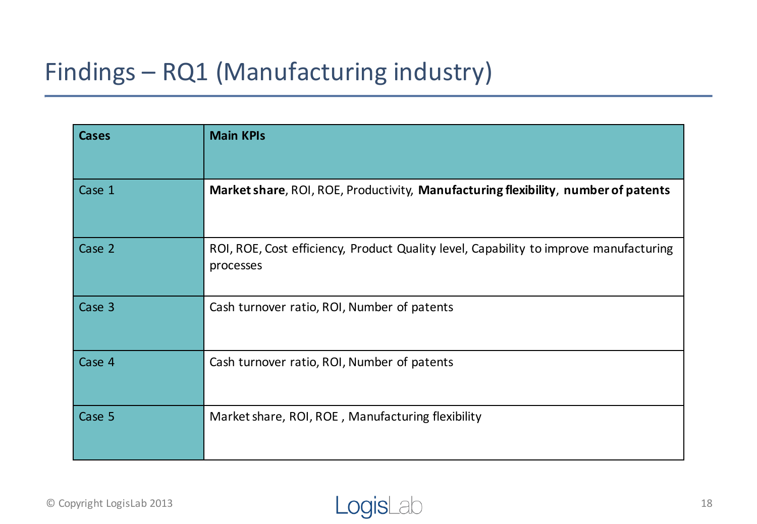# Findings – RQ1 (Manufacturing industry)

| Cases | Main KPIs |
|---|---|
| Case 1 | **Market share**, ROI, ROE, Productivity, **Manufacturing flexibility**, **number of patents** |
| Case 2 | ROI, ROE, Cost efficiency, Product Quality level, Capability to improve manufacturing processes |
| Case 3 | Cash turnover ratio, ROI, Number of patents |
| Case 4 | Cash turnover ratio, ROI, Number of patents |
| Case 5 | Market share, ROI, ROE , Manufacturing flexibility |

© Copyright LogisLab 2013

LogisLab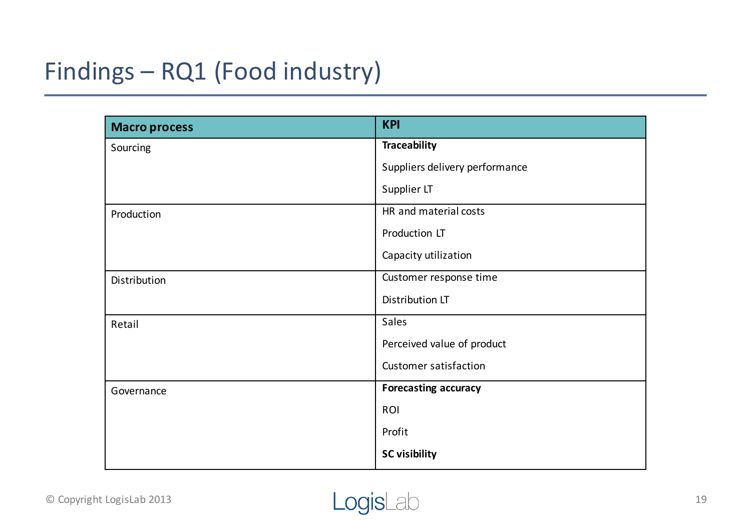# Findings – RQ1 (Food industry)

| Macro process | KPI |
|---|---|
| Sourcing | **Traceability** |
| | Suppliers delivery performance |
| | Supplier LT |
| Production | HR and material costs |
| | Production LT |
| | Capacity utilization |
| Distribution | Customer response time |
| | Distribution LT |
| Retail | Sales |
| | Perceived value of product |
| | Customer satisfaction |
| Governance | **Forecasting accuracy** |
| | ROI |
| | Profit |
| | **SC visibility** |

© Copyright LogisLab 2013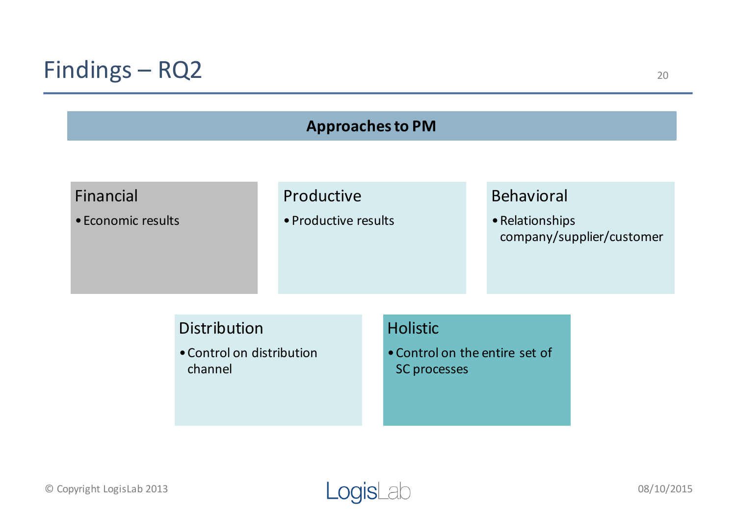# Findings – RQ2

## Approaches to PM

### Financial

- Economic results

### Productive

- Productive results

### Behavioral

- Relationships company/supplier/customer

### Distribution

- Control on distribution channel

### Holistic

- Control on the entire set of SC processes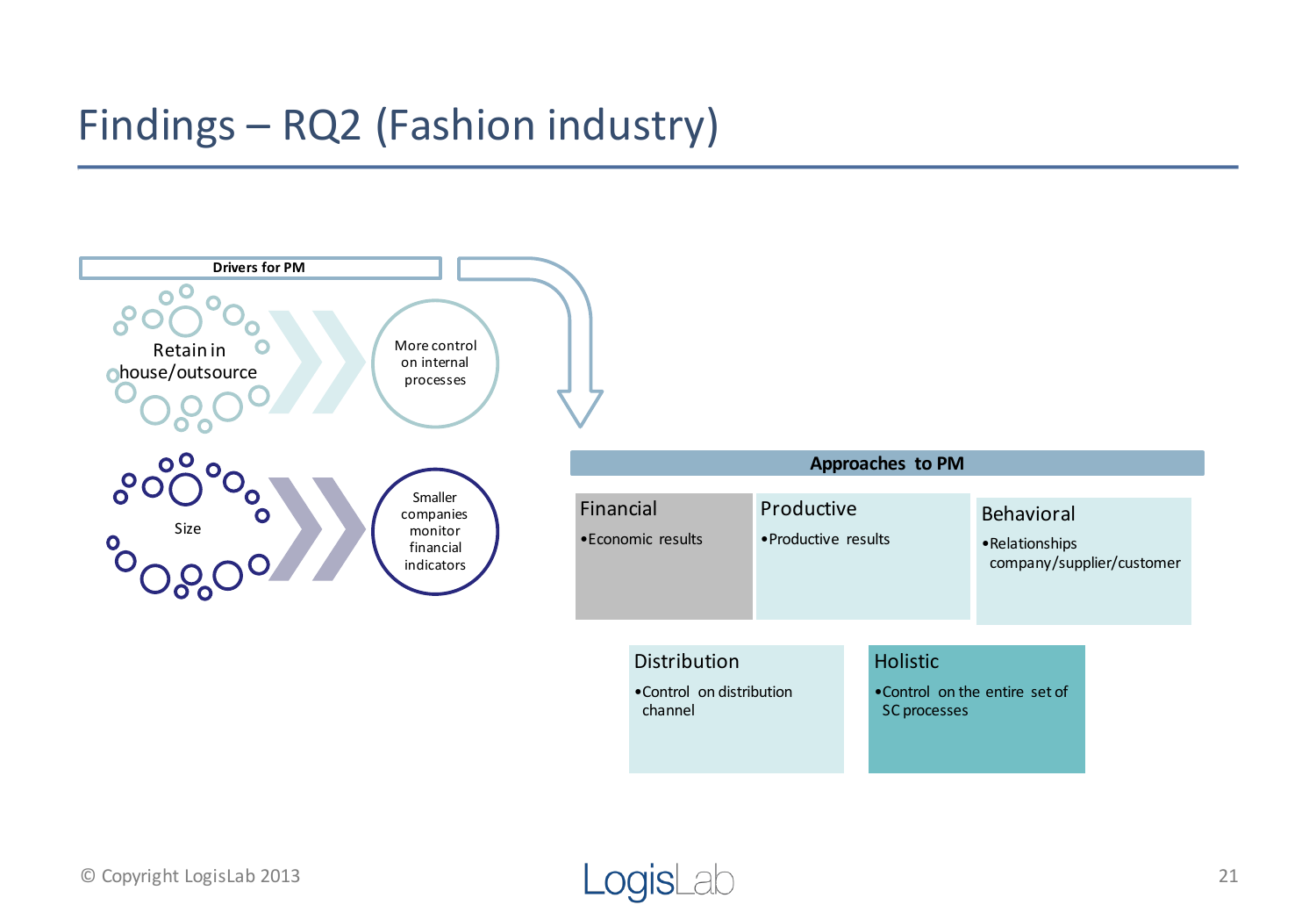# Findings – RQ2 (Fashion industry)

**Drivers for PM**

- Retain in house/outsource → More control on internal processes
- Size → Smaller companies monitor financial indicators

**Approaches to PM**

**Financial**
- Economic results

**Productive**
- Productive results

**Behavioral**
- Relationships company/supplier/customer

**Distribution**
- Control on distribution channel

**Holistic**
- Control on the entire set of SC processes

© Copyright LogisLab 2013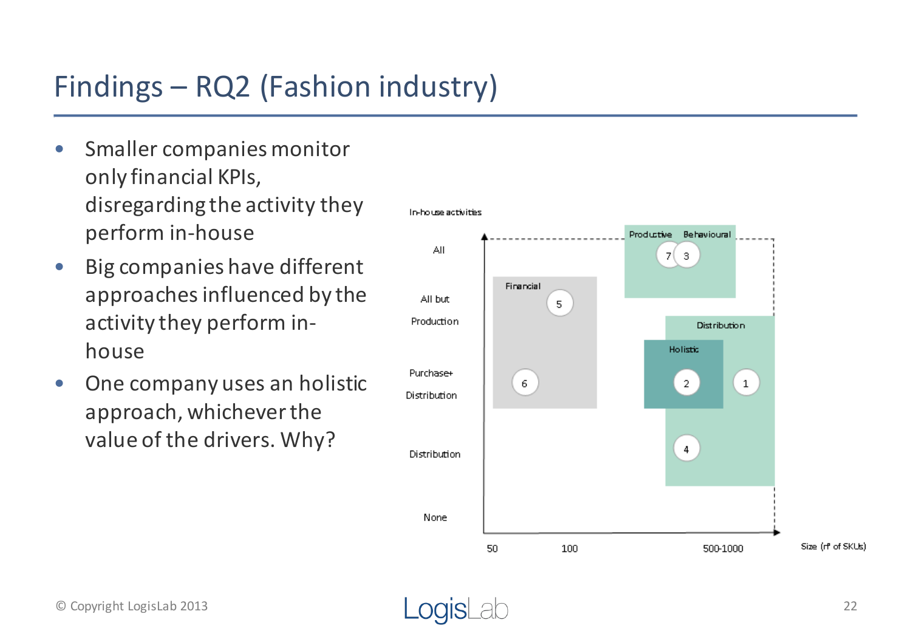# Findings – RQ2 (Fashion industry)

- Smaller companies monitor only financial KPIs, disregarding the activity they perform in-house
- Big companies have different approaches influenced by the activity they perform in-house
- One company uses an holistic approach, whichever the value of the drivers. Why?

In-house activities

All

All but Production

Purchase+ Distribution

Distribution

None

50 100 500-1000 Size (n° of SKUs)

Financial: 5, 6

Productive: 7

Behavioural: 3

Distribution: 1, 4

Holistic: 2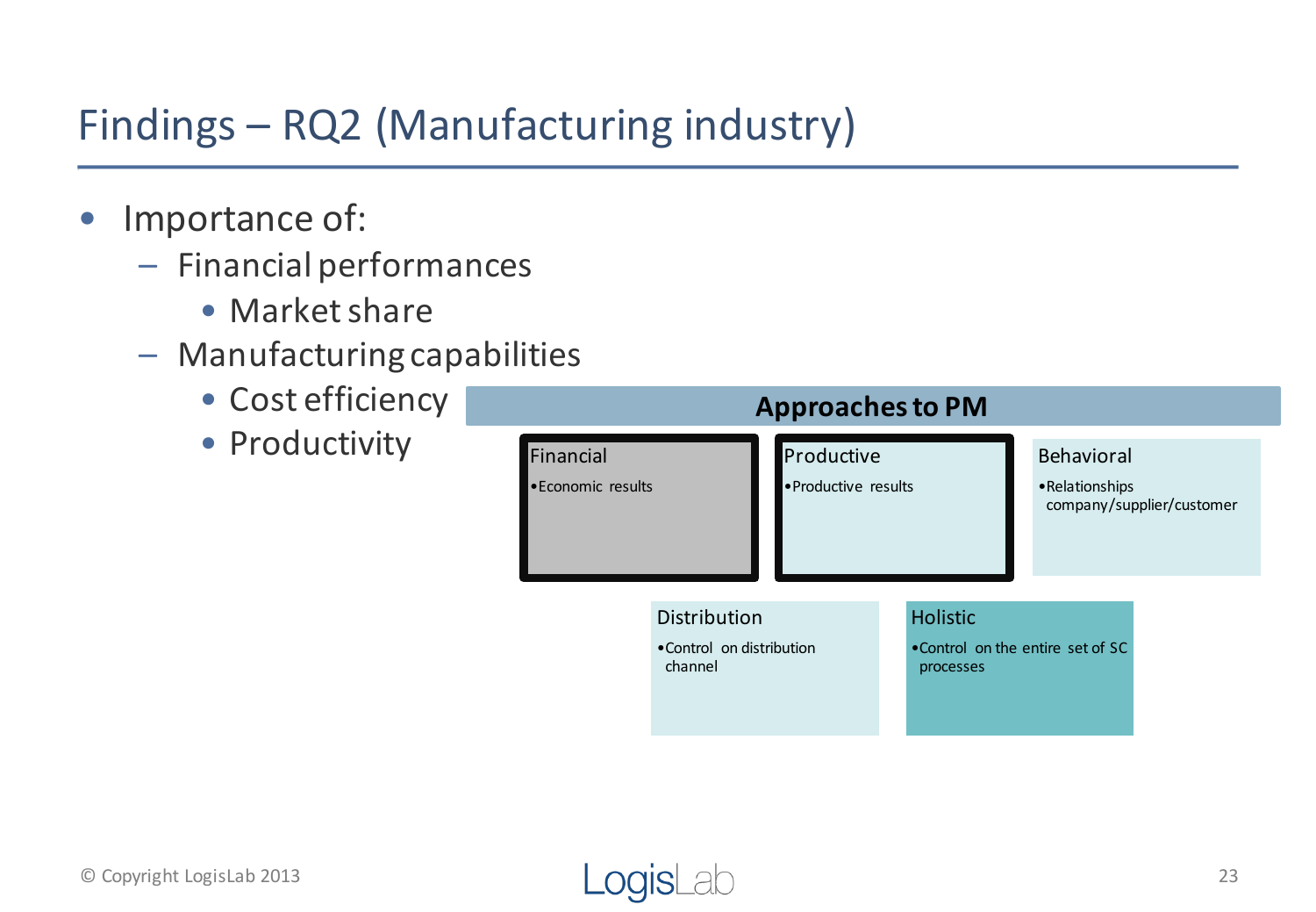# Findings – RQ2 (Manufacturing industry)

- Importance of:
  - Financial performances
    - Market share
  - Manufacturing capabilities
    - Cost efficiency
    - Productivity

**Approaches to PM**

Financial
- Economic results

Productive
- Productive results

Behavioral
- Relationships company/supplier/customer

Distribution
- Control on distribution channel

Holistic
- Control on the entire set of SC processes

© Copyright LogisLab 2013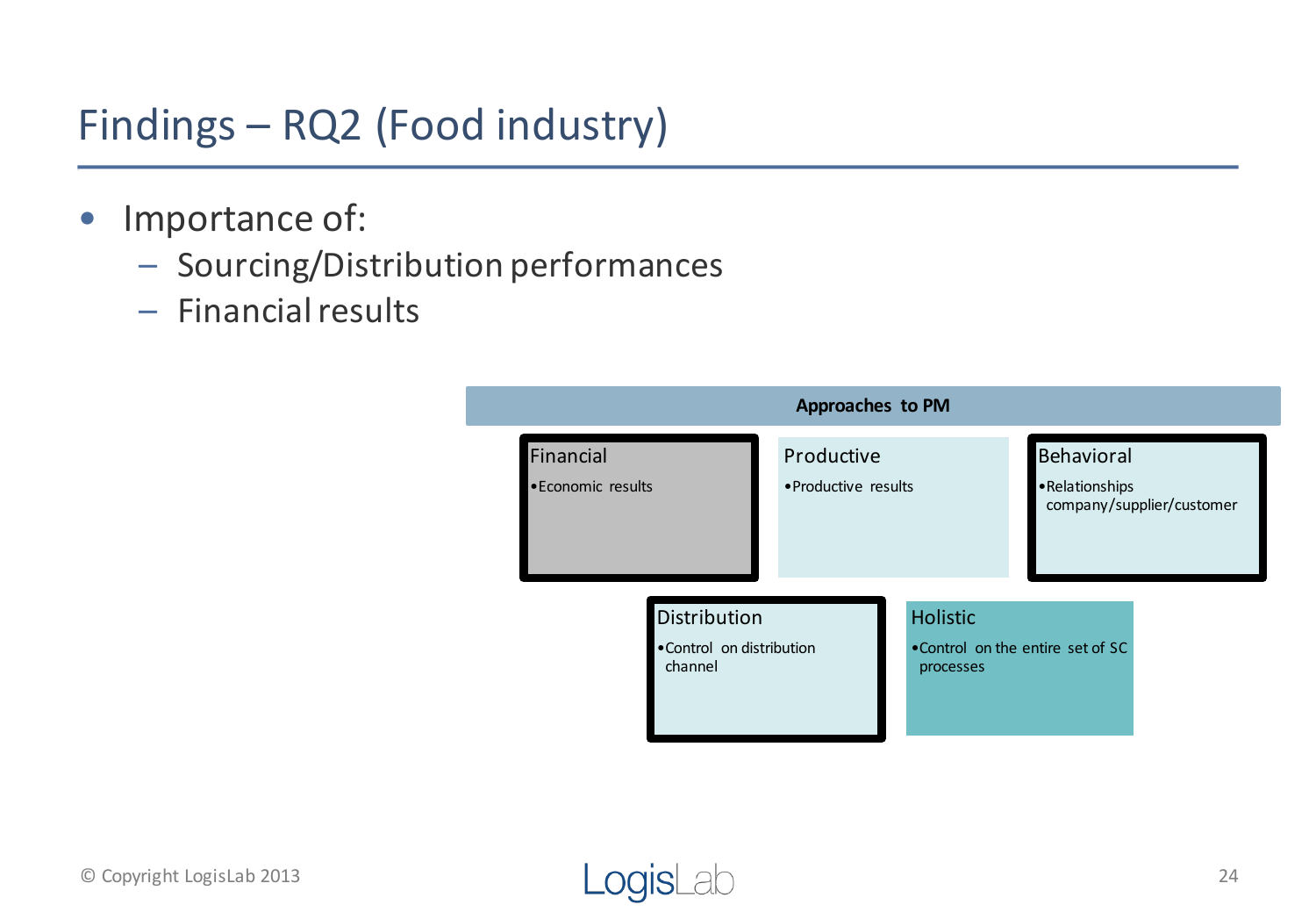# Findings – RQ2 (Food industry)

- Importance of:
  - Sourcing/Distribution performances
  - Financial results

**Approaches to PM**

**Financial**
- Economic results

Productive
- Productive results

**Behavioral**
- Relationships company/supplier/customer

**Distribution**
- Control on distribution channel

Holistic
- Control on the entire set of SC processes

© Copyright LogisLab 2013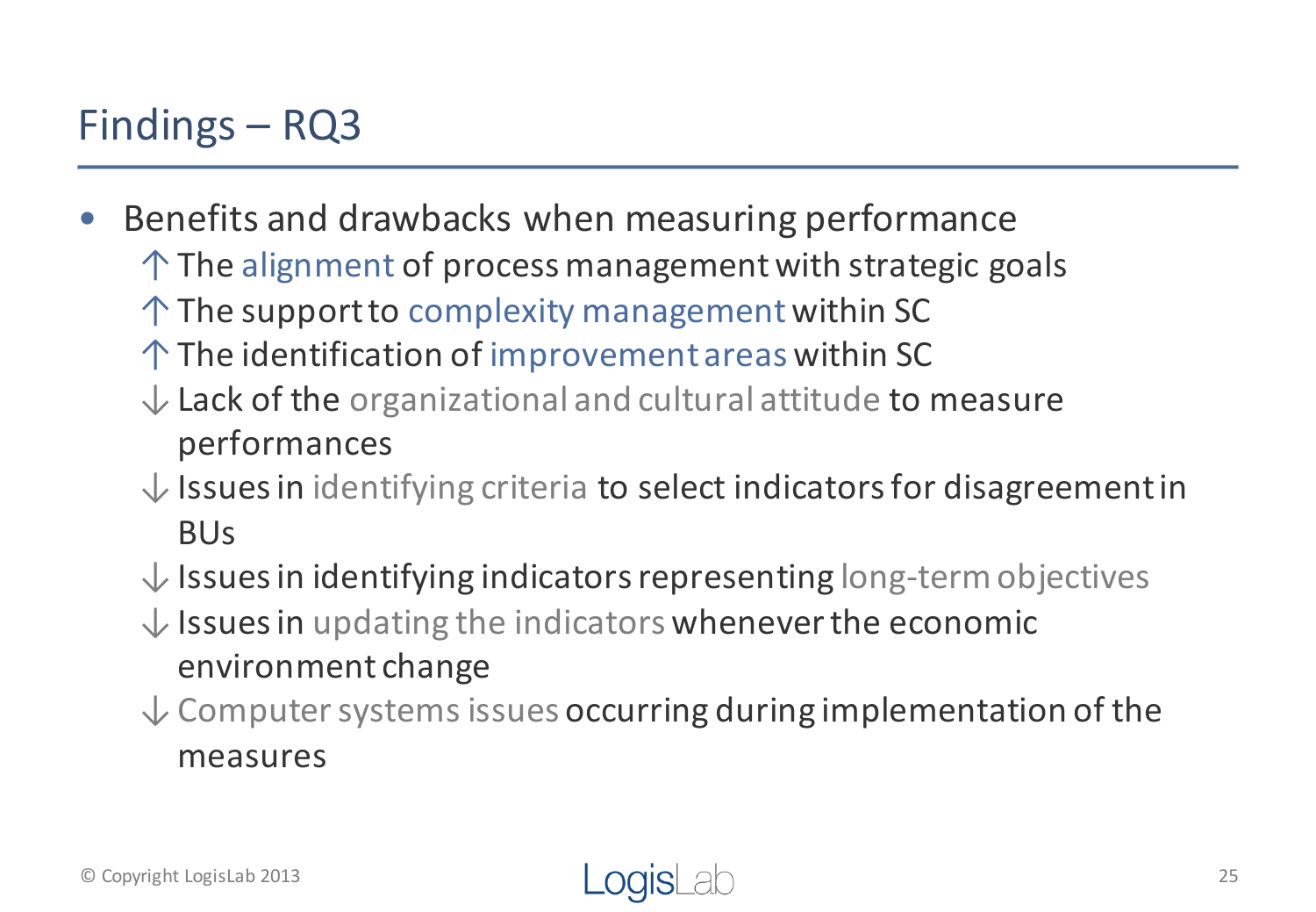# Findings – RQ3

- Benefits and drawbacks when measuring performance
  - ↑ The alignment of process management with strategic goals
  - ↑ The support to complexity management within SC
  - ↑ The identification of improvement areas within SC
  - ↓ Lack of the organizational and cultural attitude to measure performances
  - ↓ Issues in identifying criteria to select indicators for disagreement in BUs
  - ↓ Issues in identifying indicators representing long-term objectives
  - ↓ Issues in updating the indicators whenever the economic environment change
  - ↓ Computer systems issues occurring during implementation of the measures

© Copyright LogisLab 2013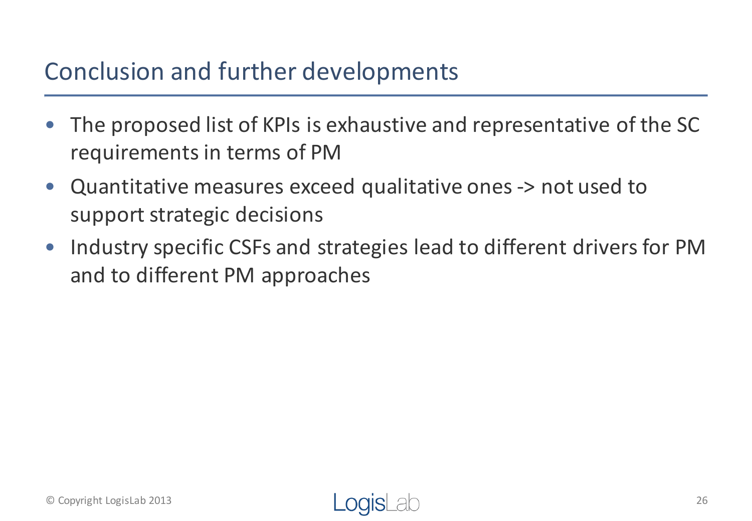# Conclusion and further developments

- The proposed list of KPIs is exhaustive and representative of the SC requirements in terms of PM
- Quantitative measures exceed qualitative ones -> not used to support strategic decisions
- Industry specific CSFs and strategies lead to different drivers for PM and to different PM approaches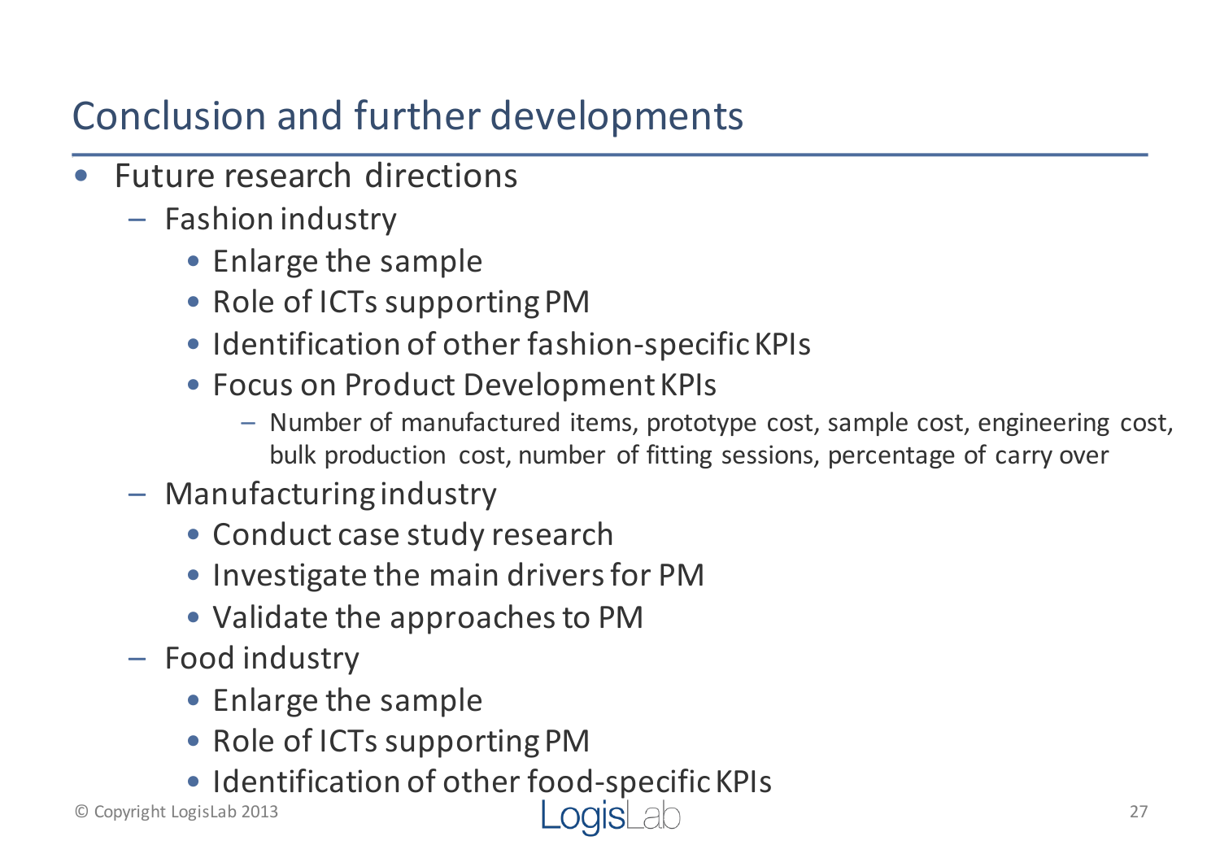# Conclusion and further developments

- Future research directions
  - Fashion industry
    - Enlarge the sample
    - Role of ICTs supporting PM
    - Identification of other fashion-specific KPIs
    - Focus on Product Development KPIs
      - Number of manufactured items, prototype cost, sample cost, engineering cost, bulk production cost, number of fitting sessions, percentage of carry over
  - Manufacturing industry
    - Conduct case study research
    - Investigate the main drivers for PM
    - Validate the approaches to PM
  - Food industry
    - Enlarge the sample
    - Role of ICTs supporting PM
    - Identification of other food-specific KPIs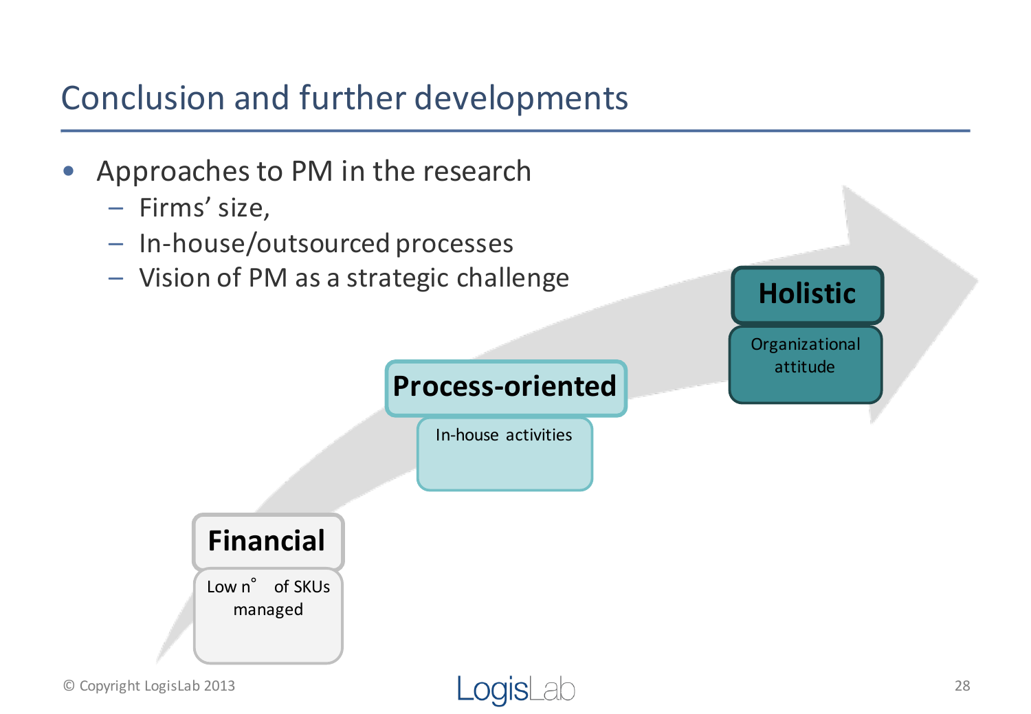# Conclusion and further developments

- Approaches to PM in the research
  - Firms' size,
  - In-house/outsourced processes
  - Vision of PM as a strategic challenge

**Financial**

Low n° of SKUs managed

**Process-oriented**

In-house activities

**Holistic**

Organizational attitude

© Copyright LogisLab 2013

LogisLab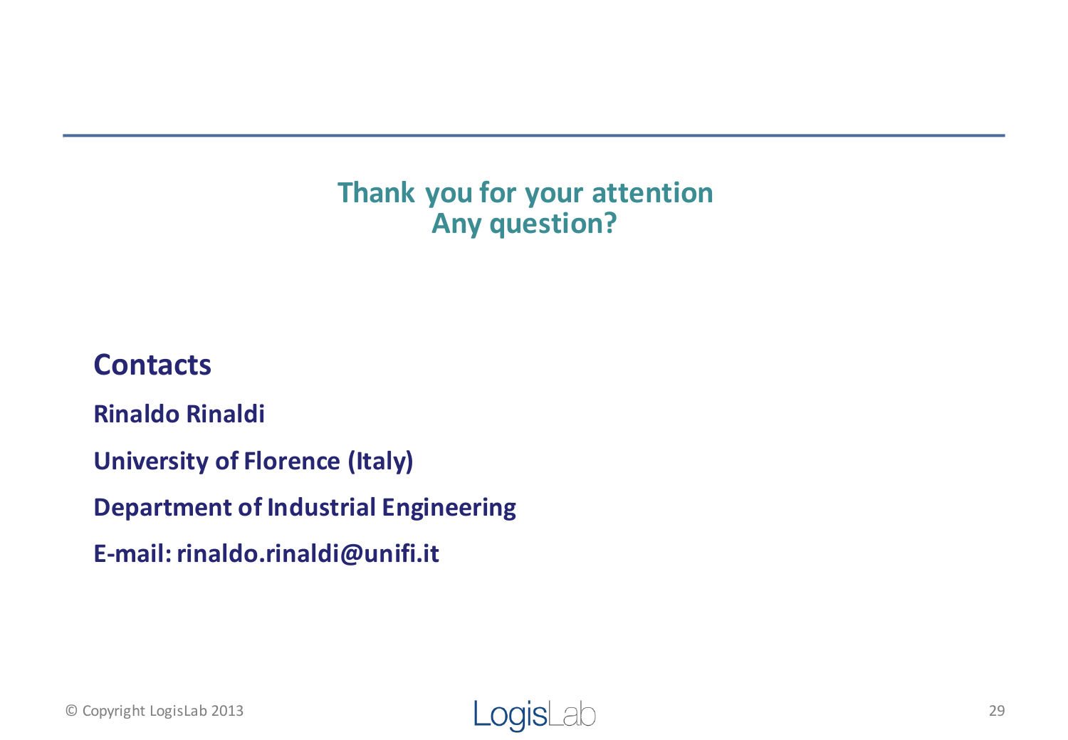**Thank you for your attention**
**Any question?**

## Contacts

**Rinaldo Rinaldi**

**University of Florence (Italy)**

**Department of Industrial Engineering**

**E-mail: rinaldo.rinaldi@unifi.it**